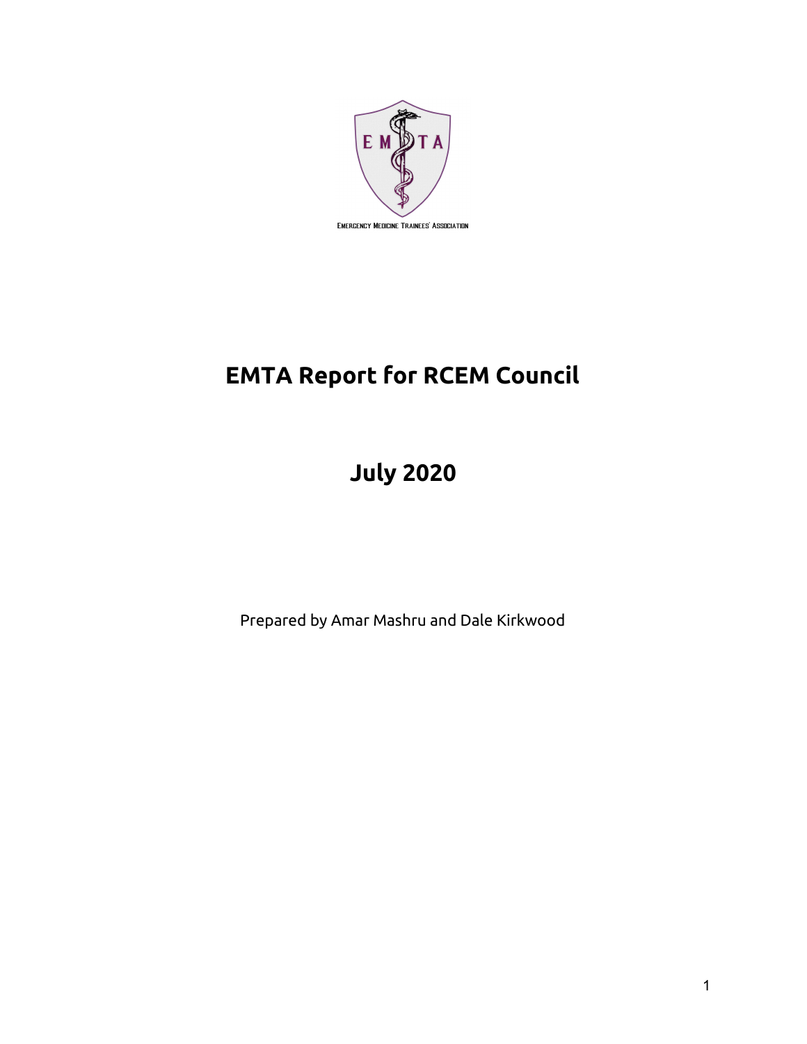EMERGENCY MEDICINE TRAINEES' ASSOCIATION

# EMTA Report for RCEM Council

## July 2020

Prepared by Amar Mashru and Dale Kirkwood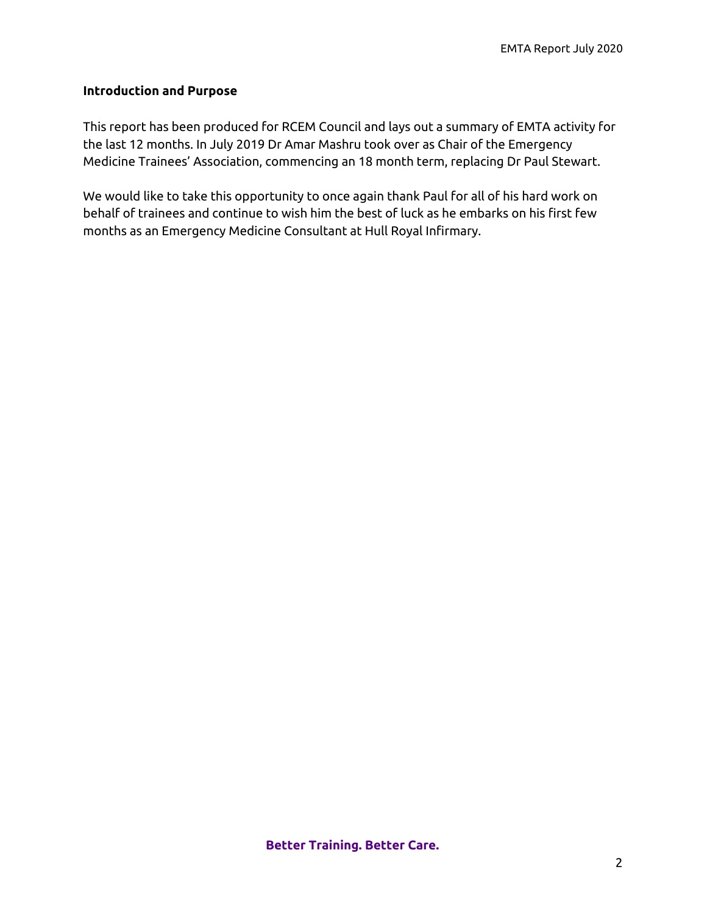## Introduction and Purpose

This report has been produced for RCEM Council and lays out a summary of EMTA activity for the last 12 months. In July 2019 Dr Amar Mashru took over as Chair of the Emergency Medicine Trainees' Association, commencing an 18 month term, replacing Dr Paul Stewart.

We would like to take this opportunity to once again thank Paul for all of his hard work on behalf of trainees and continue to wish him the best of luck as he embarks on his first few months as an Emergency Medicine Consultant at Hull Royal Infirmary.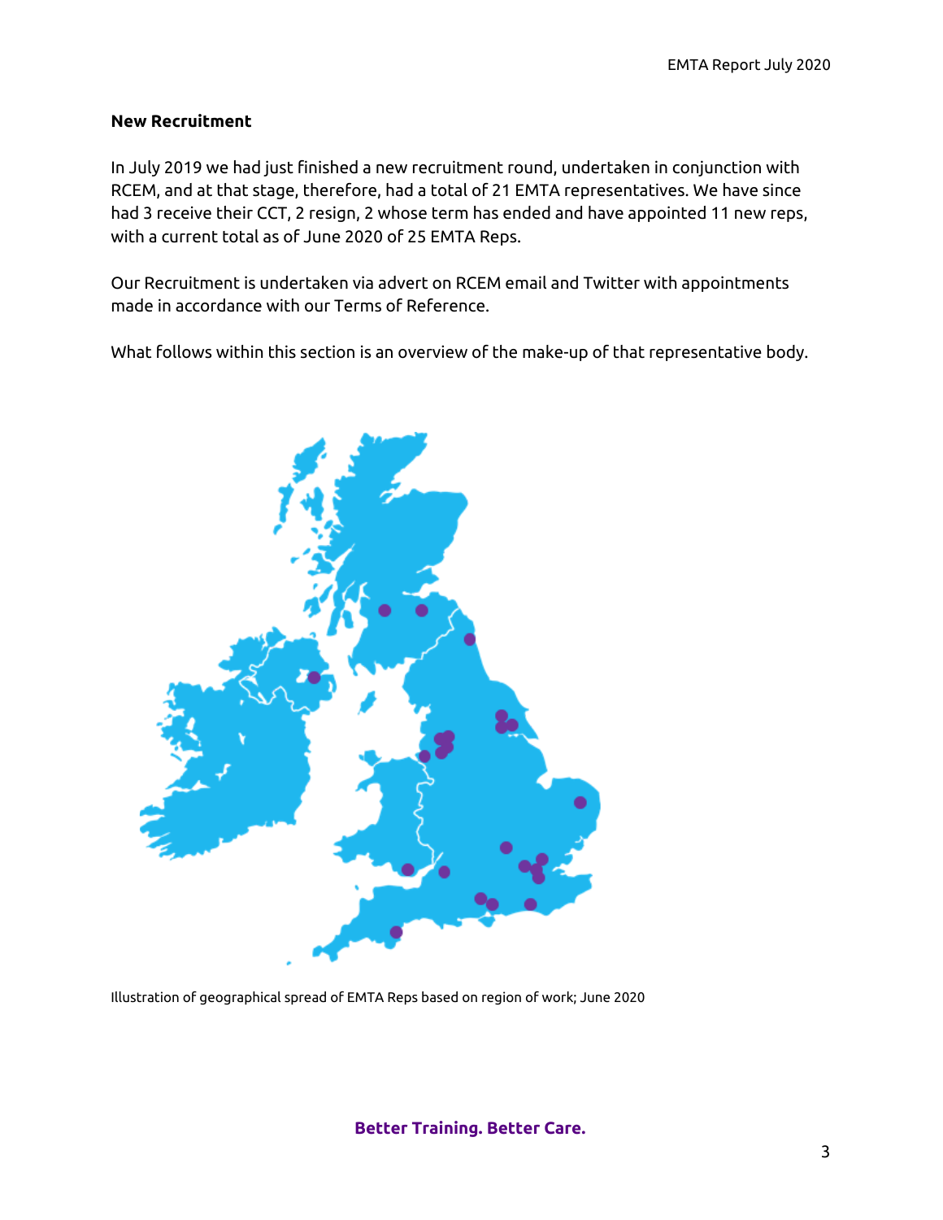**New Recruitment**

In July 2019 we had just finished a new recruitment round, undertaken in conjunction with RCEM, and at that stage, therefore, had a total of 21 EMTA representatives. We have since had 3 receive their CCT, 2 resign, 2 whose term has ended and have appointed 11 new reps, with a current total as of June 2020 of 25 EMTA Reps.

Our Recruitment is undertaken via advert on RCEM email and Twitter with appointments made in accordance with our Terms of Reference.

What follows within this section is an overview of the make-up of that representative body.

Illustration of geographical spread of EMTA Reps based on region of work; June 2020

**Better Training. Better Care.**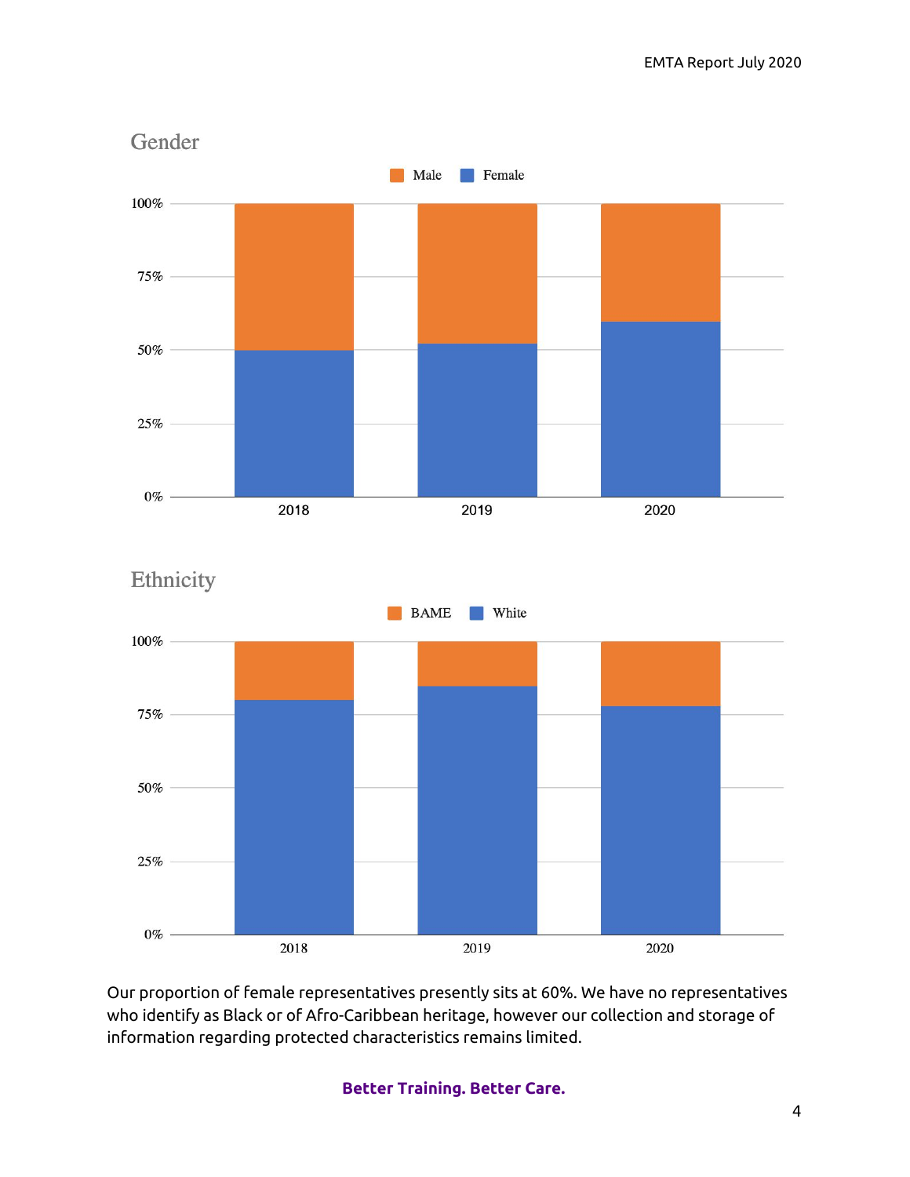## Gender

Male | Female

| | 2018 | 2019 | 2020 |
|---|---|---|---|

## Ethnicity

BAME | White

| | 2018 | 2019 | 2020 |
|---|---|---|---|

Our proportion of female representatives presently sits at 60%. We have no representatives who identify as Black or of Afro-Caribbean heritage, however our collection and storage of information regarding protected characteristics remains limited.

**Better Training. Better Care.**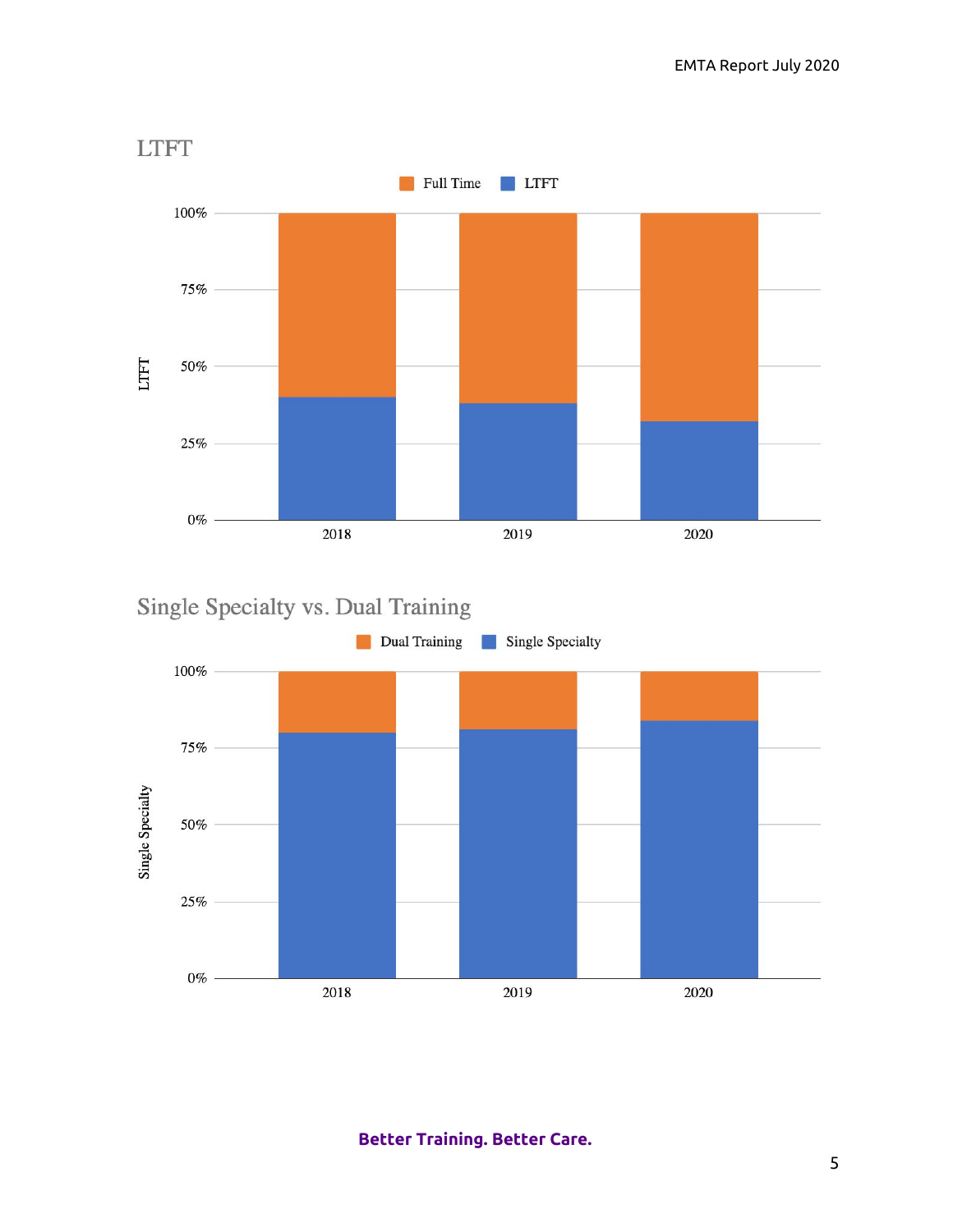## LTFT

Full Time | LTFT

100%
75%
50%
25%
0%

LTFT

2018 2019 2020

## Single Specialty vs. Dual Training

Dual Training | Single Specialty

100%
75%
50%
25%
0%

Single Specialty

2018 2019 2020

**Better Training. Better Care.**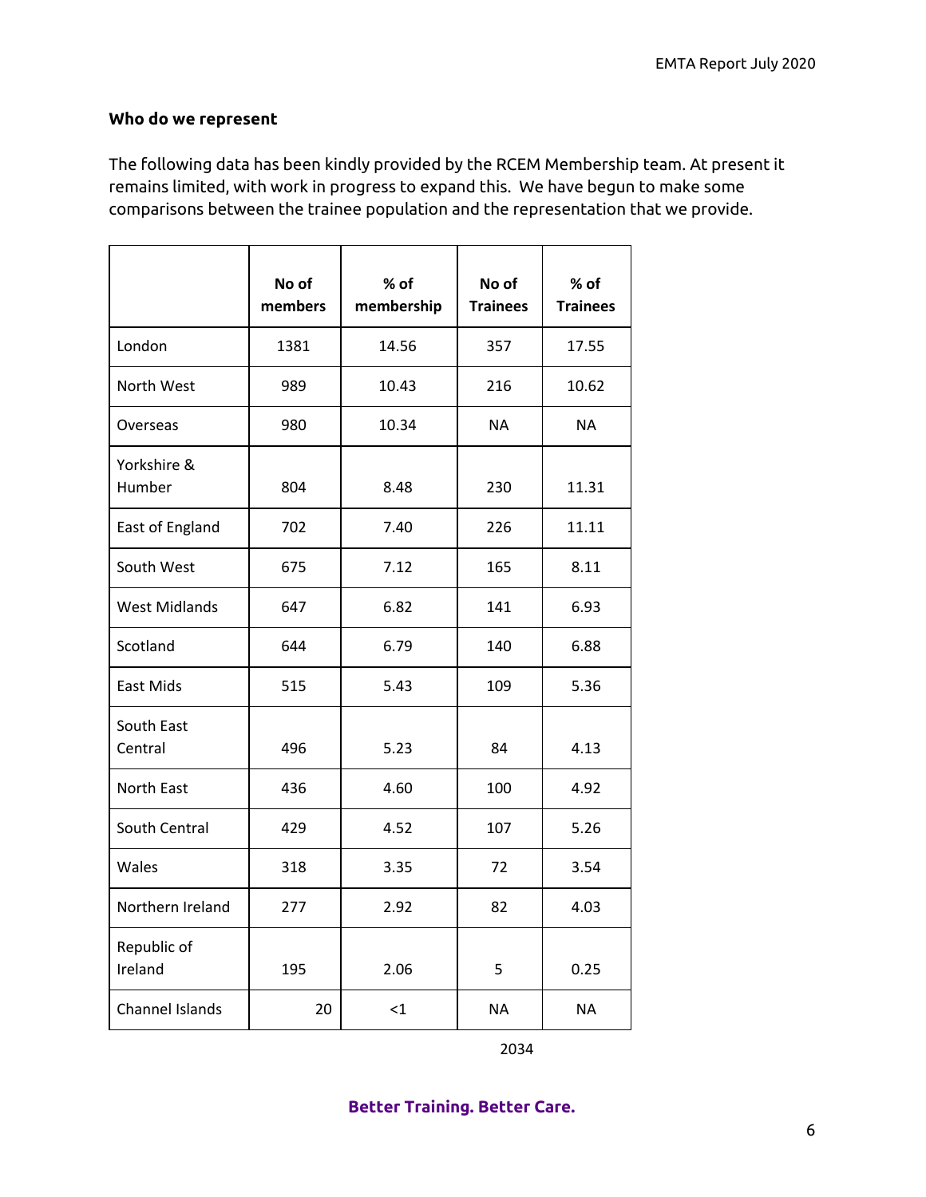**Who do we represent**

The following data has been kindly provided by the RCEM Membership team. At present it remains limited, with work in progress to expand this. We have begun to make some comparisons between the trainee population and the representation that we provide.

| | No of members | % of membership | No of Trainees | % of Trainees |
|---|---|---|---|---|
| London | 1381 | 14.56 | 357 | 17.55 |
| North West | 989 | 10.43 | 216 | 10.62 |
| Overseas | 980 | 10.34 | NA | NA |
| Yorkshire & Humber | 804 | 8.48 | 230 | 11.31 |
| East of England | 702 | 7.40 | 226 | 11.11 |
| South West | 675 | 7.12 | 165 | 8.11 |
| West Midlands | 647 | 6.82 | 141 | 6.93 |
| Scotland | 644 | 6.79 | 140 | 6.88 |
| East Mids | 515 | 5.43 | 109 | 5.36 |
| South East Central | 496 | 5.23 | 84 | 4.13 |
| North East | 436 | 4.60 | 100 | 4.92 |
| South Central | 429 | 4.52 | 107 | 5.26 |
| Wales | 318 | 3.35 | 72 | 3.54 |
| Northern Ireland | 277 | 2.92 | 82 | 4.03 |
| Republic of Ireland | 195 | 2.06 | 5 | 0.25 |
| Channel Islands | 20 | <1 | NA | NA |
| | | | 2034 | |

**Better Training. Better Care.**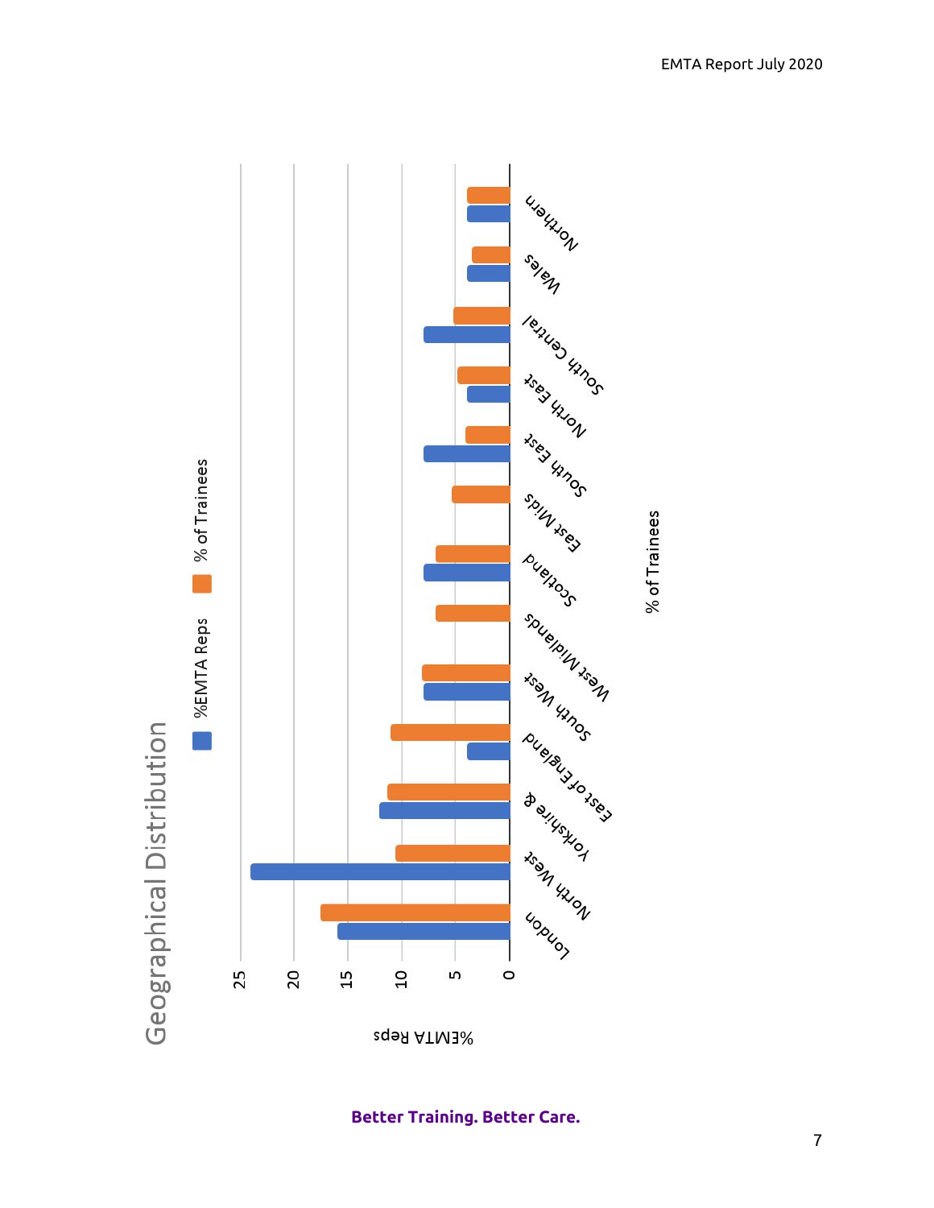# Geographical Distribution

| Region | %EMTA Reps | % of Trainees |
|---|---|---|
| London | 16 | 17.5 |
| North West | 24 | 10.5 |
| Yorkshire & | 12 | 11.5 |
| East of England | 4 | 11 |
| South West | 8 | 8 |
| West Midlands | | 7 |
| Scotland | 8 | 7 |
| East Mids | | 5.5 |
| South East | 8 | 4 |
| North East | 4 | 5 |
| South Central | 8 | 5.5 |
| Wales | 4 | 3.5 |
| Northern | 4 | 4 |

**Better Training. Better Care.**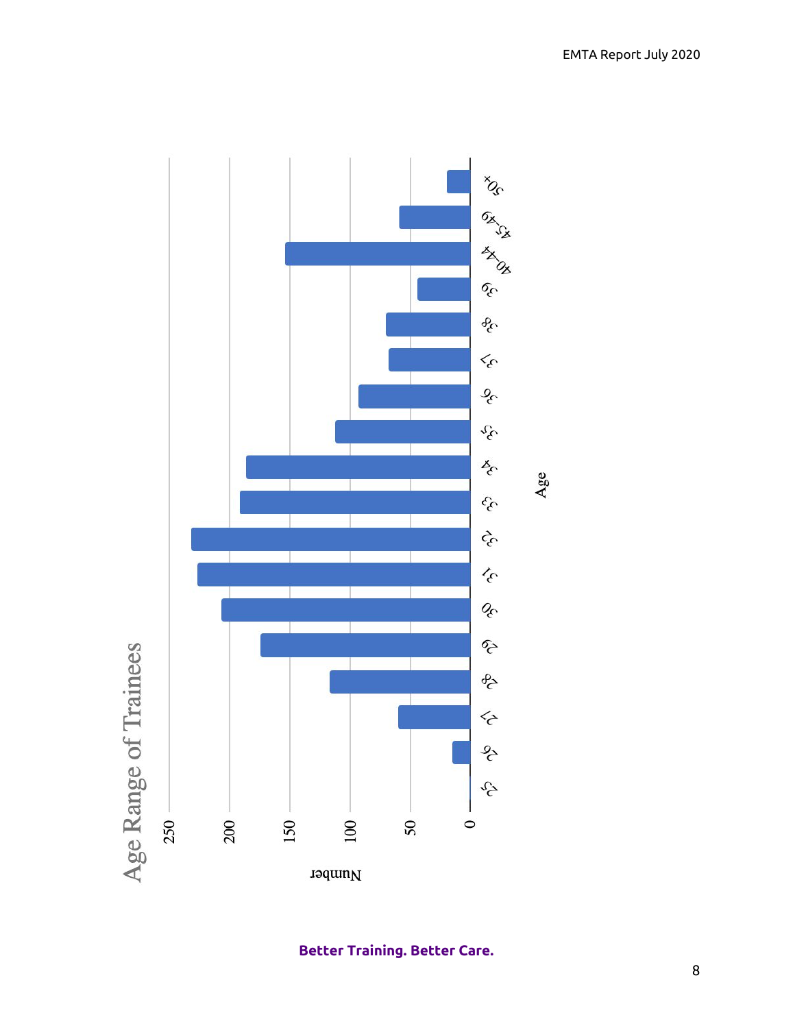## Age Range of Trainees

Number (axis: 0, 50, 100, 150, 200, 250)

Age: 25, 26, 27, 28, 29, 30, 31, 32, 33, 34, 35, 36, 37, 38, 39, 40-44, 45-49, 50+

**Better Training. Better Care.**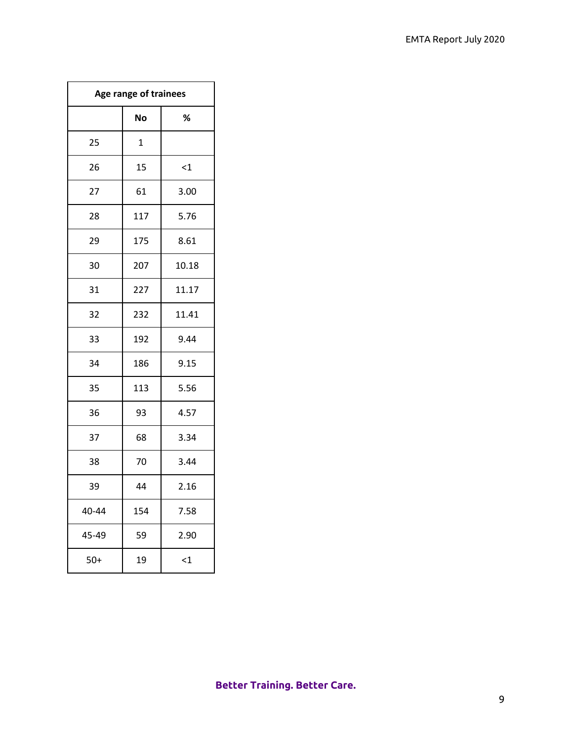| Age range of trainees | | |
|---|---|---|
| | **No** | **%** |
| 25 | 1 | |
| 26 | 15 | <1 |
| 27 | 61 | 3.00 |
| 28 | 117 | 5.76 |
| 29 | 175 | 8.61 |
| 30 | 207 | 10.18 |
| 31 | 227 | 11.17 |
| 32 | 232 | 11.41 |
| 33 | 192 | 9.44 |
| 34 | 186 | 9.15 |
| 35 | 113 | 5.56 |
| 36 | 93 | 4.57 |
| 37 | 68 | 3.34 |
| 38 | 70 | 3.44 |
| 39 | 44 | 2.16 |
| 40-44 | 154 | 7.58 |
| 45-49 | 59 | 2.90 |
| 50+ | 19 | <1 |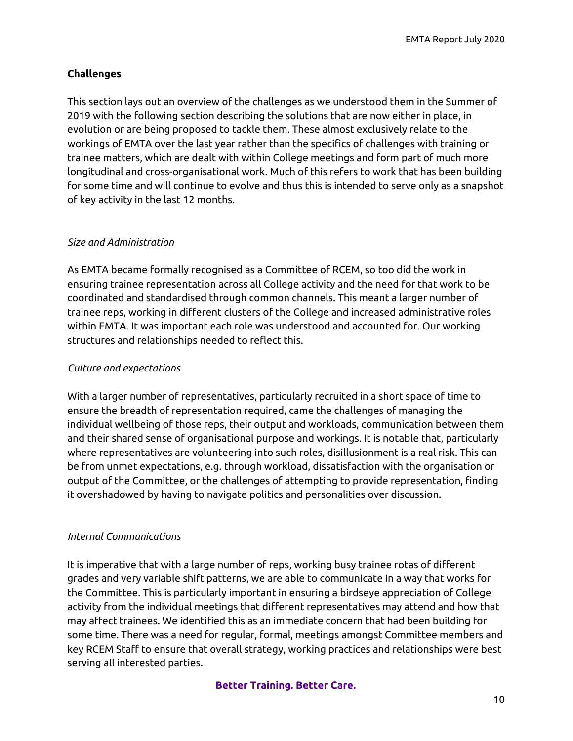## Challenges

This section lays out an overview of the challenges as we understood them in the Summer of 2019 with the following section describing the solutions that are now either in place, in evolution or are being proposed to tackle them. These almost exclusively relate to the workings of EMTA over the last year rather than the specifics of challenges with training or trainee matters, which are dealt with within College meetings and form part of much more longitudinal and cross-organisational work. Much of this refers to work that has been building for some time and will continue to evolve and thus this is intended to serve only as a snapshot of key activity in the last 12 months.

### *Size and Administration*

As EMTA became formally recognised as a Committee of RCEM, so too did the work in ensuring trainee representation across all College activity and the need for that work to be coordinated and standardised through common channels. This meant a larger number of trainee reps, working in different clusters of the College and increased administrative roles within EMTA. It was important each role was understood and accounted for. Our working structures and relationships needed to reflect this.

### *Culture and expectations*

With a larger number of representatives, particularly recruited in a short space of time to ensure the breadth of representation required, came the challenges of managing the individual wellbeing of those reps, their output and workloads, communication between them and their shared sense of organisational purpose and workings. It is notable that, particularly where representatives are volunteering into such roles, disillusionment is a real risk. This can be from unmet expectations, e.g. through workload, dissatisfaction with the organisation or output of the Committee, or the challenges of attempting to provide representation, finding it overshadowed by having to navigate politics and personalities over discussion.

### *Internal Communications*

It is imperative that with a large number of reps, working busy trainee rotas of different grades and very variable shift patterns, we are able to communicate in a way that works for the Committee. This is particularly important in ensuring a birdseye appreciation of College activity from the individual meetings that different representatives may attend and how that may affect trainees. We identified this as an immediate concern that had been building for some time. There was a need for regular, formal, meetings amongst Committee members and key RCEM Staff to ensure that overall strategy, working practices and relationships were best serving all interested parties.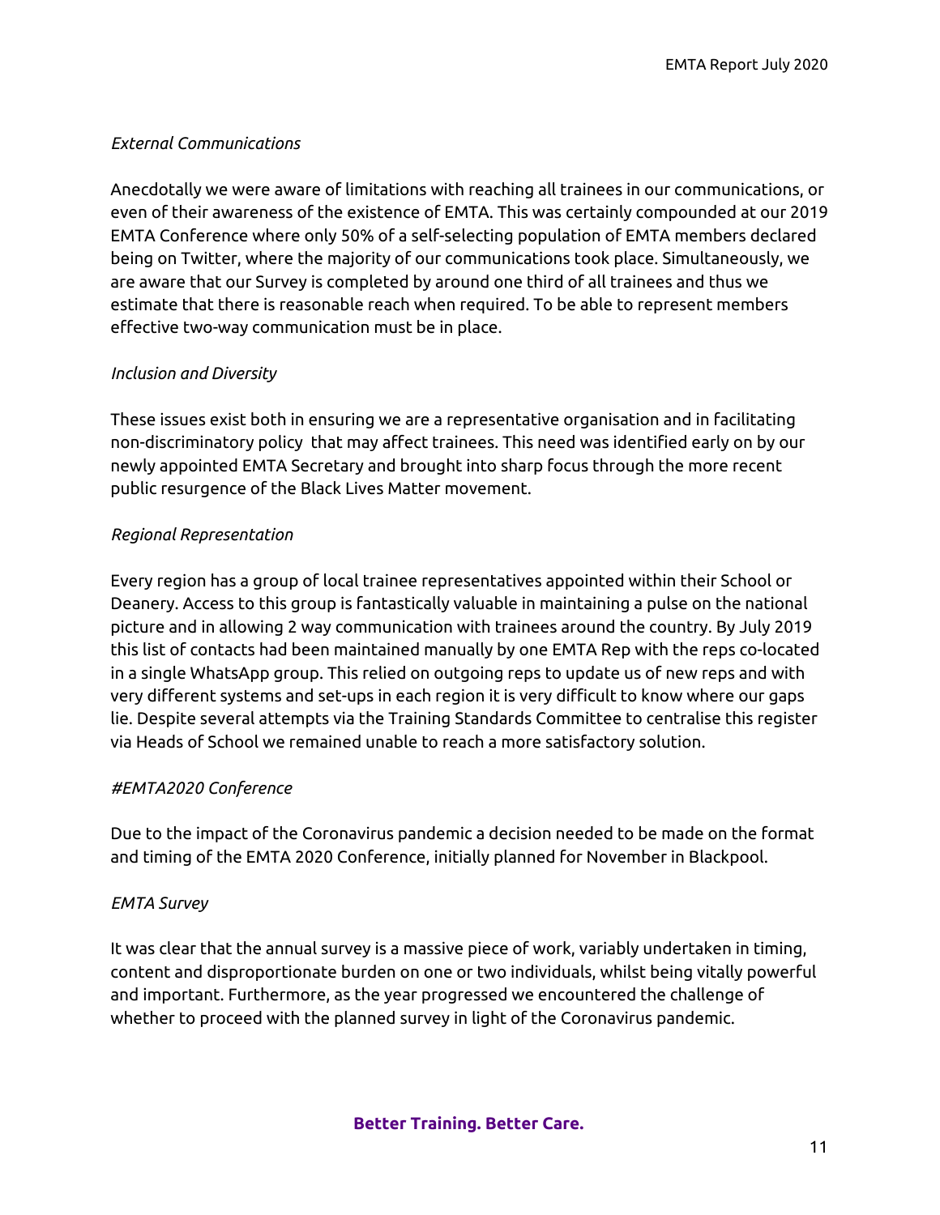*External Communications*

Anecdotally we were aware of limitations with reaching all trainees in our communications, or even of their awareness of the existence of EMTA. This was certainly compounded at our 2019 EMTA Conference where only 50% of a self-selecting population of EMTA members declared being on Twitter, where the majority of our communications took place. Simultaneously, we are aware that our Survey is completed by around one third of all trainees and thus we estimate that there is reasonable reach when required. To be able to represent members effective two-way communication must be in place.

*Inclusion and Diversity*

These issues exist both in ensuring we are a representative organisation and in facilitating non-discriminatory policy  that may affect trainees. This need was identified early on by our newly appointed EMTA Secretary and brought into sharp focus through the more recent public resurgence of the Black Lives Matter movement.

*Regional Representation*

Every region has a group of local trainee representatives appointed within their School or Deanery. Access to this group is fantastically valuable in maintaining a pulse on the national picture and in allowing 2 way communication with trainees around the country. By July 2019 this list of contacts had been maintained manually by one EMTA Rep with the reps co-located in a single WhatsApp group. This relied on outgoing reps to update us of new reps and with very different systems and set-ups in each region it is very difficult to know where our gaps lie. Despite several attempts via the Training Standards Committee to centralise this register via Heads of School we remained unable to reach a more satisfactory solution.

*#EMTA2020 Conference*

Due to the impact of the Coronavirus pandemic a decision needed to be made on the format and timing of the EMTA 2020 Conference, initially planned for November in Blackpool.

*EMTA Survey*

It was clear that the annual survey is a massive piece of work, variably undertaken in timing, content and disproportionate burden on one or two individuals, whilst being vitally powerful and important. Furthermore, as the year progressed we encountered the challenge of whether to proceed with the planned survey in light of the Coronavirus pandemic.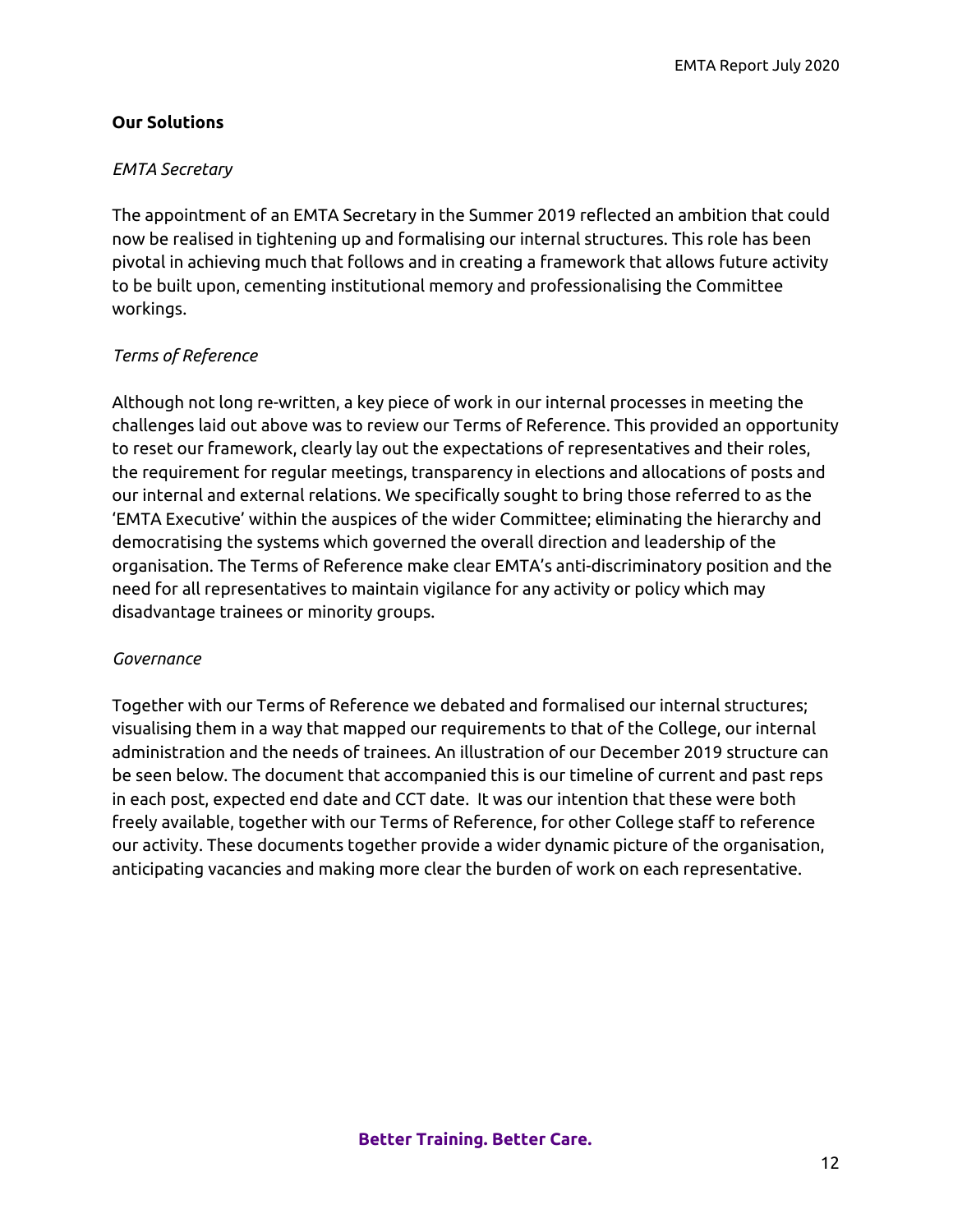## Our Solutions

### *EMTA Secretary*

The appointment of an EMTA Secretary in the Summer 2019 reflected an ambition that could now be realised in tightening up and formalising our internal structures. This role has been pivotal in achieving much that follows and in creating a framework that allows future activity to be built upon, cementing institutional memory and professionalising the Committee workings.

### *Terms of Reference*

Although not long re-written, a key piece of work in our internal processes in meeting the challenges laid out above was to review our Terms of Reference. This provided an opportunity to reset our framework, clearly lay out the expectations of representatives and their roles, the requirement for regular meetings, transparency in elections and allocations of posts and our internal and external relations. We specifically sought to bring those referred to as the 'EMTA Executive' within the auspices of the wider Committee; eliminating the hierarchy and democratising the systems which governed the overall direction and leadership of the organisation. The Terms of Reference make clear EMTA's anti-discriminatory position and the need for all representatives to maintain vigilance for any activity or policy which may disadvantage trainees or minority groups.

### *Governance*

Together with our Terms of Reference we debated and formalised our internal structures; visualising them in a way that mapped our requirements to that of the College, our internal administration and the needs of trainees. An illustration of our December 2019 structure can be seen below. The document that accompanied this is our timeline of current and past reps in each post, expected end date and CCT date. It was our intention that these were both freely available, together with our Terms of Reference, for other College staff to reference our activity. These documents together provide a wider dynamic picture of the organisation, anticipating vacancies and making more clear the burden of work on each representative.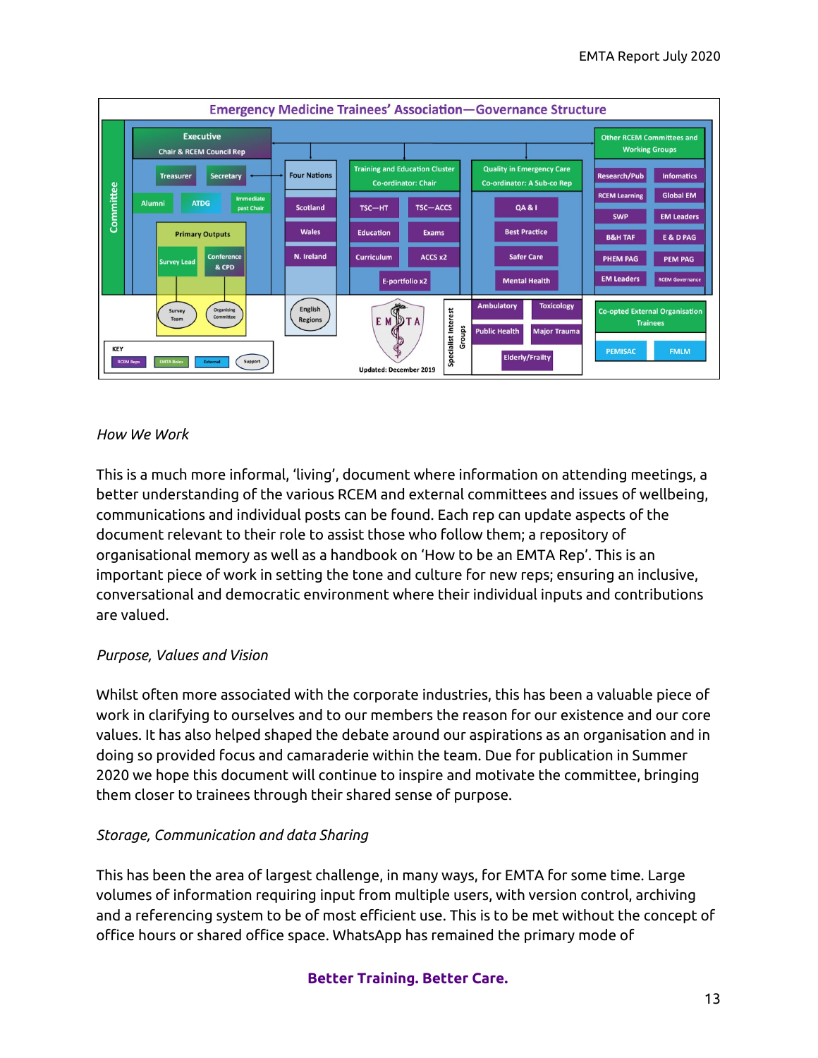**Emergency Medicine Trainees' Association—Governance Structure**

- Committee
  - Executive: Chair & RCEM Council Rep
    - Treasurer
    - Secretary
    - Alumni
    - ATDG
    - Immediate past Chair
  - Primary Outputs
    - Survey Lead
      - Survey Team
    - Conference & CPD
      - Organising Committee
  - Four Nations
    - Scotland
    - Wales
    - N. Ireland
    - English Regions
  - Training and Education Cluster (Co-ordinator: Chair)
    - TSC—HT
    - TSC—ACCS
    - Education
    - Exams
    - Curriculum
    - ACCS x2
    - E-portfolio x2
  - Quality in Emergency Care (Co-ordinator: A Sub-co Rep)
    - QA & I
    - Best Practice
    - Safer Care
    - Mental Health
    - Specialist Interest Groups
      - Ambulatory
      - Toxicology
      - Public Health
      - Major Trauma
      - Elderly/Frailty
  - Other RCEM Committees and Working Groups
    - Research/Pub
    - Infomatics
    - RCEM Learning
    - Global EM
    - SWP
    - EM Leaders
    - B&H TAF
    - E & D PAG
    - PHEM PAG
    - PEM PAG
    - EM Leaders
    - RCEM Governance
  - Co-opted External Organisation Trainees
    - PEMISAC
    - FMLM

KEY: RCEM Reps; EMTA Roles; External; Support

Updated: December 2019

*How We Work*

This is a much more informal, 'living', document where information on attending meetings, a better understanding of the various RCEM and external committees and issues of wellbeing, communications and individual posts can be found. Each rep can update aspects of the document relevant to their role to assist those who follow them; a repository of organisational memory as well as a handbook on 'How to be an EMTA Rep'. This is an important piece of work in setting the tone and culture for new reps; ensuring an inclusive, conversational and democratic environment where their individual inputs and contributions are valued.

*Purpose, Values and Vision*

Whilst often more associated with the corporate industries, this has been a valuable piece of work in clarifying to ourselves and to our members the reason for our existence and our core values. It has also helped shaped the debate around our aspirations as an organisation and in doing so provided focus and camaraderie within the team. Due for publication in Summer 2020 we hope this document will continue to inspire and motivate the committee, bringing them closer to trainees through their shared sense of purpose.

*Storage, Communication and data Sharing*

This has been the area of largest challenge, in many ways, for EMTA for some time. Large volumes of information requiring input from multiple users, with version control, archiving and a referencing system to be of most efficient use. This is to be met without the concept of office hours or shared office space. WhatsApp has remained the primary mode of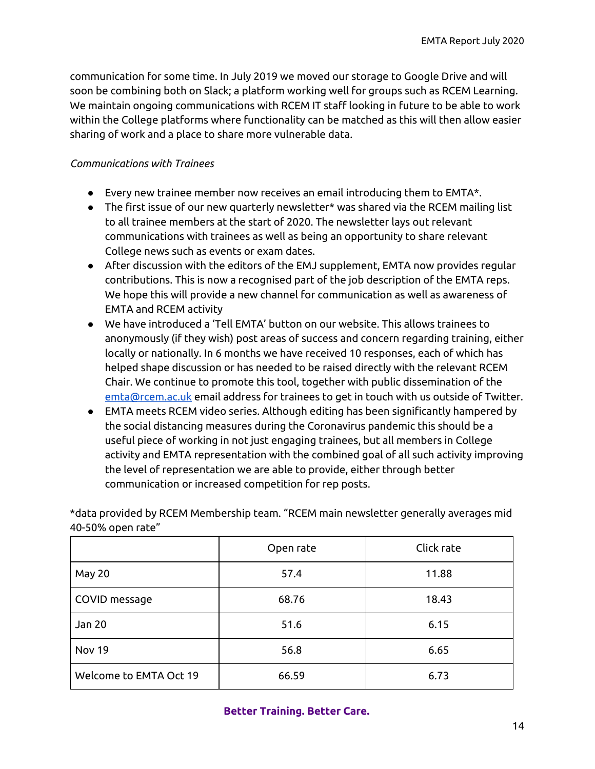communication for some time. In July 2019 we moved our storage to Google Drive and will soon be combining both on Slack; a platform working well for groups such as RCEM Learning. We maintain ongoing communications with RCEM IT staff looking in future to be able to work within the College platforms where functionality can be matched as this will then allow easier sharing of work and a place to share more vulnerable data.

*Communications with Trainees*

- Every new trainee member now receives an email introducing them to EMTA*.
- The first issue of our new quarterly newsletter* was shared via the RCEM mailing list to all trainee members at the start of 2020. The newsletter lays out relevant communications with trainees as well as being an opportunity to share relevant College news such as events or exam dates.
- After discussion with the editors of the EMJ supplement, EMTA now provides regular contributions. This is now a recognised part of the job description of the EMTA reps. We hope this will provide a new channel for communication as well as awareness of EMTA and RCEM activity
- We have introduced a 'Tell EMTA' button on our website. This allows trainees to anonymously (if they wish) post areas of success and concern regarding training, either locally or nationally. In 6 months we have received 10 responses, each of which has helped shape discussion or has needed to be raised directly with the relevant RCEM Chair. We continue to promote this tool, together with public dissemination of the emta@rcem.ac.uk email address for trainees to get in touch with us outside of Twitter.
- EMTA meets RCEM video series. Although editing has been significantly hampered by the social distancing measures during the Coronavirus pandemic this should be a useful piece of working in not just engaging trainees, but all members in College activity and EMTA representation with the combined goal of all such activity improving the level of representation we are able to provide, either through better communication or increased competition for rep posts.

*data provided by RCEM Membership team. "RCEM main newsletter generally averages mid 40-50% open rate"

| | Open rate | Click rate |
|---|---|---|
| May 20 | 57.4 | 11.88 |
| COVID message | 68.76 | 18.43 |
| Jan 20 | 51.6 | 6.15 |
| Nov 19 | 56.8 | 6.65 |
| Welcome to EMTA Oct 19 | 66.59 | 6.73 |

**Better Training. Better Care.**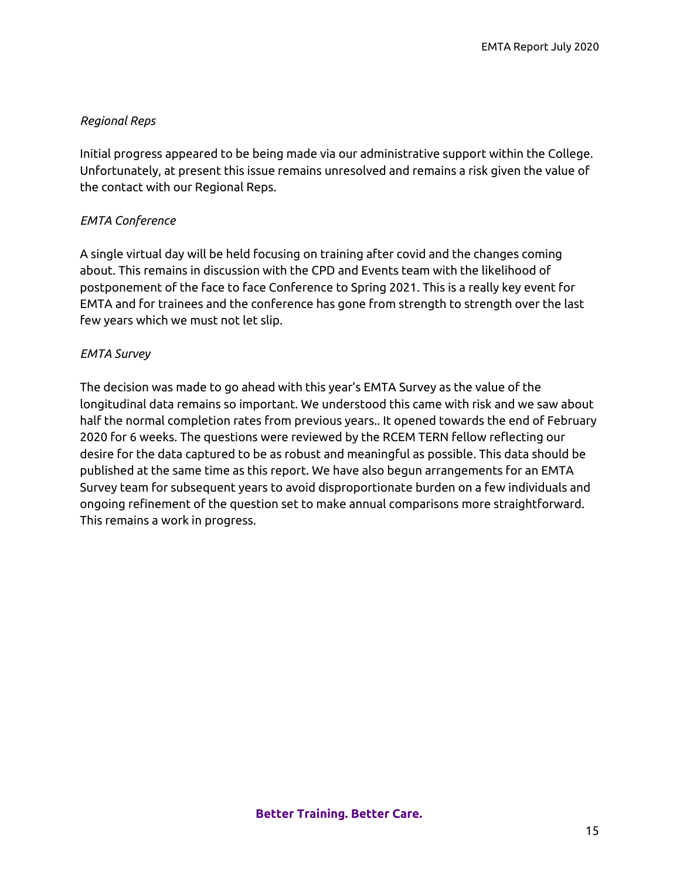*Regional Reps*

Initial progress appeared to be being made via our administrative support within the College. Unfortunately, at present this issue remains unresolved and remains a risk given the value of the contact with our Regional Reps.

*EMTA Conference*

A single virtual day will be held focusing on training after covid and the changes coming about. This remains in discussion with the CPD and Events team with the likelihood of postponement of the face to face Conference to Spring 2021. This is a really key event for EMTA and for trainees and the conference has gone from strength to strength over the last few years which we must not let slip.

*EMTA Survey*

The decision was made to go ahead with this year's EMTA Survey as the value of the longitudinal data remains so important. We understood this came with risk and we saw about half the normal completion rates from previous years.. It opened towards the end of February 2020 for 6 weeks. The questions were reviewed by the RCEM TERN fellow reflecting our desire for the data captured to be as robust and meaningful as possible. This data should be published at the same time as this report. We have also begun arrangements for an EMTA Survey team for subsequent years to avoid disproportionate burden on a few individuals and ongoing refinement of the question set to make annual comparisons more straightforward. This remains a work in progress.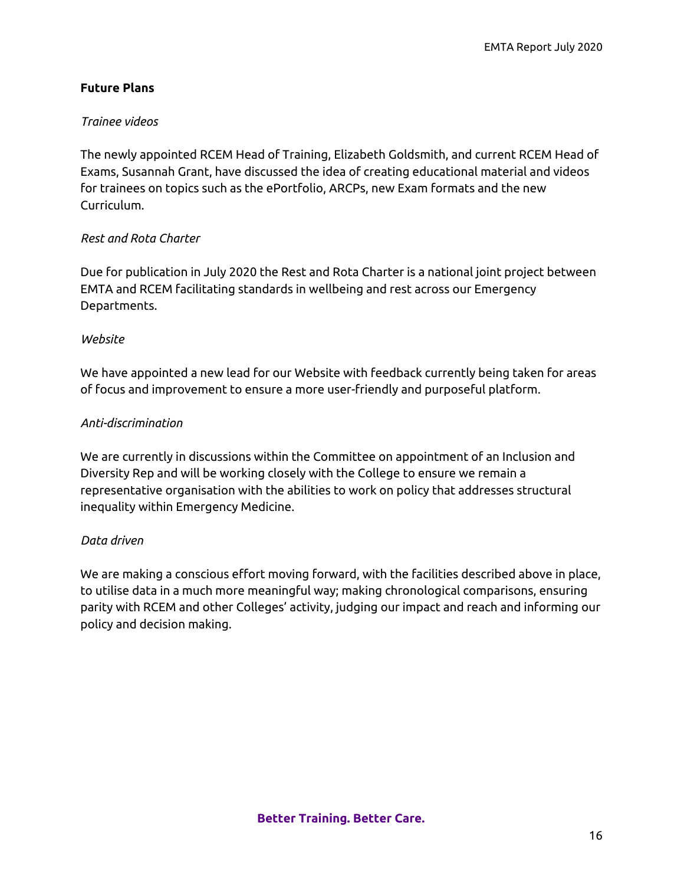**Future Plans**

*Trainee videos*

The newly appointed RCEM Head of Training, Elizabeth Goldsmith, and current RCEM Head of Exams, Susannah Grant, have discussed the idea of creating educational material and videos for trainees on topics such as the ePortfolio, ARCPs, new Exam formats and the new Curriculum.

*Rest and Rota Charter*

Due for publication in July 2020 the Rest and Rota Charter is a national joint project between EMTA and RCEM facilitating standards in wellbeing and rest across our Emergency Departments.

*Website*

We have appointed a new lead for our Website with feedback currently being taken for areas of focus and improvement to ensure a more user-friendly and purposeful platform.

*Anti-discrimination*

We are currently in discussions within the Committee on appointment of an Inclusion and Diversity Rep and will be working closely with the College to ensure we remain a representative organisation with the abilities to work on policy that addresses structural inequality within Emergency Medicine.

*Data driven*

We are making a conscious effort moving forward, with the facilities described above in place, to utilise data in a much more meaningful way; making chronological comparisons, ensuring parity with RCEM and other Colleges' activity, judging our impact and reach and informing our policy and decision making.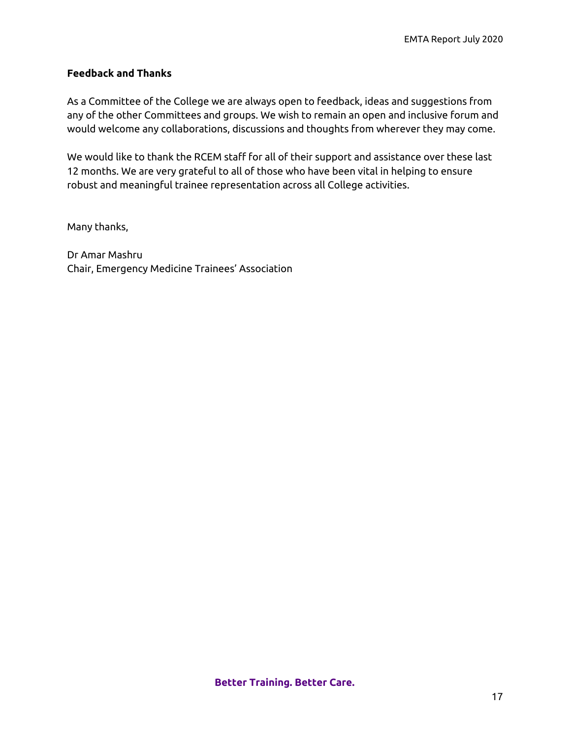**Feedback and Thanks**

As a Committee of the College we are always open to feedback, ideas and suggestions from any of the other Committees and groups. We wish to remain an open and inclusive forum and would welcome any collaborations, discussions and thoughts from wherever they may come.

We would like to thank the RCEM staff for all of their support and assistance over these last 12 months. We are very grateful to all of those who have been vital in helping to ensure robust and meaningful trainee representation across all College activities.

Many thanks,

Dr Amar Mashru
Chair, Emergency Medicine Trainees' Association